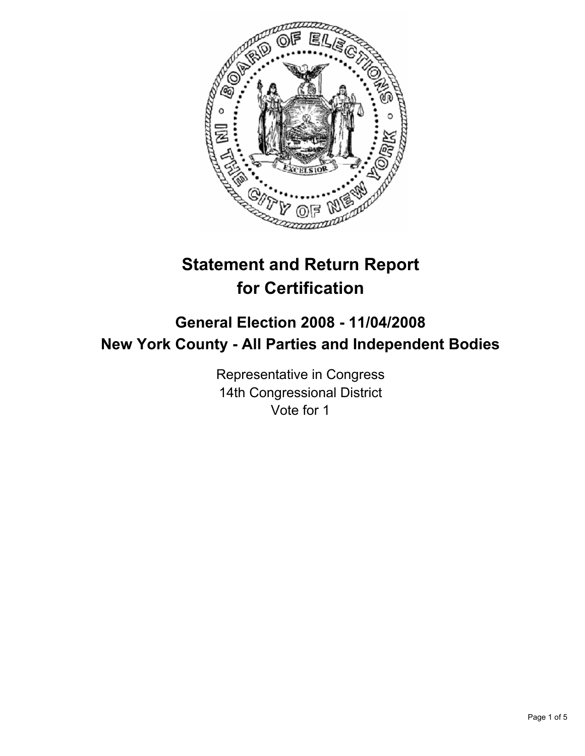# Statement and Return Report for Certification

## General Election 2008 - 11/04/2008
## New York County - All Parties and Independent Bodies

Representative in Congress
14th Congressional District
Vote for 1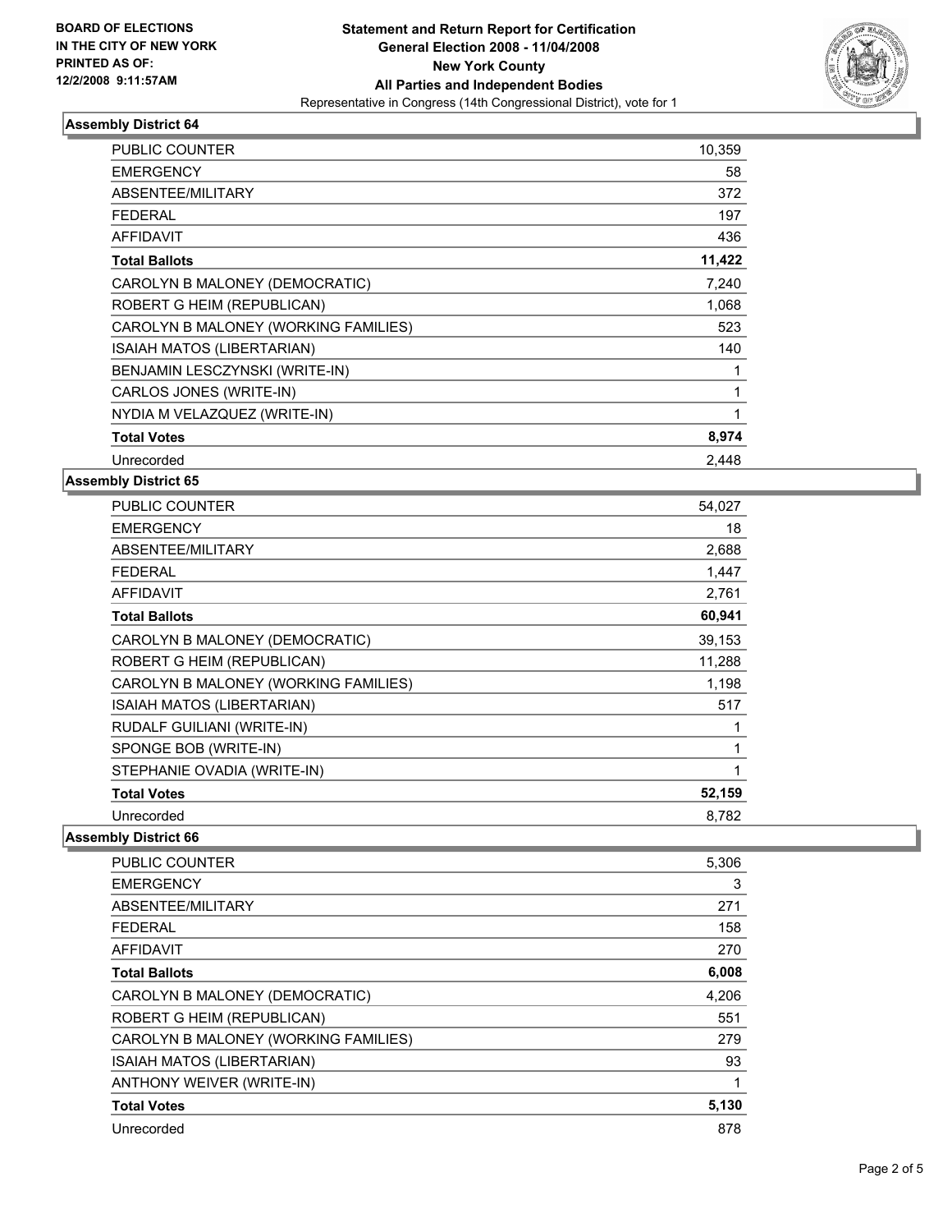BOARD OF ELECTIONS
IN THE CITY OF NEW YORK
PRINTED AS OF:
12/2/2008 9:11:57AM

**Statement and Return Report for Certification**
**General Election 2008 - 11/04/2008**
**New York County**
**All Parties and Independent Bodies**
Representative in Congress (14th Congressional District), vote for 1

### Assembly District 64

| | |
|---|---|
| PUBLIC COUNTER | 10,359 |
| EMERGENCY | 58 |
| ABSENTEE/MILITARY | 372 |
| FEDERAL | 197 |
| AFFIDAVIT | 436 |
| **Total Ballots** | **11,422** |
| CAROLYN B MALONEY (DEMOCRATIC) | 7,240 |
| ROBERT G HEIM (REPUBLICAN) | 1,068 |
| CAROLYN B MALONEY (WORKING FAMILIES) | 523 |
| ISAIAH MATOS (LIBERTARIAN) | 140 |
| BENJAMIN LESCZYNSKI (WRITE-IN) | 1 |
| CARLOS JONES (WRITE-IN) | 1 |
| NYDIA M VELAZQUEZ (WRITE-IN) | 1 |
| **Total Votes** | **8,974** |
| Unrecorded | 2,448 |

### Assembly District 65

| | |
|---|---|
| PUBLIC COUNTER | 54,027 |
| EMERGENCY | 18 |
| ABSENTEE/MILITARY | 2,688 |
| FEDERAL | 1,447 |
| AFFIDAVIT | 2,761 |
| **Total Ballots** | **60,941** |
| CAROLYN B MALONEY (DEMOCRATIC) | 39,153 |
| ROBERT G HEIM (REPUBLICAN) | 11,288 |
| CAROLYN B MALONEY (WORKING FAMILIES) | 1,198 |
| ISAIAH MATOS (LIBERTARIAN) | 517 |
| RUDALF GUILIANI (WRITE-IN) | 1 |
| SPONGE BOB (WRITE-IN) | 1 |
| STEPHANIE OVADIA (WRITE-IN) | 1 |
| **Total Votes** | **52,159** |
| Unrecorded | 8,782 |

### Assembly District 66

| | |
|---|---|
| PUBLIC COUNTER | 5,306 |
| EMERGENCY | 3 |
| ABSENTEE/MILITARY | 271 |
| FEDERAL | 158 |
| AFFIDAVIT | 270 |
| **Total Ballots** | **6,008** |
| CAROLYN B MALONEY (DEMOCRATIC) | 4,206 |
| ROBERT G HEIM (REPUBLICAN) | 551 |
| CAROLYN B MALONEY (WORKING FAMILIES) | 279 |
| ISAIAH MATOS (LIBERTARIAN) | 93 |
| ANTHONY WEIVER (WRITE-IN) | 1 |
| **Total Votes** | **5,130** |
| Unrecorded | 878 |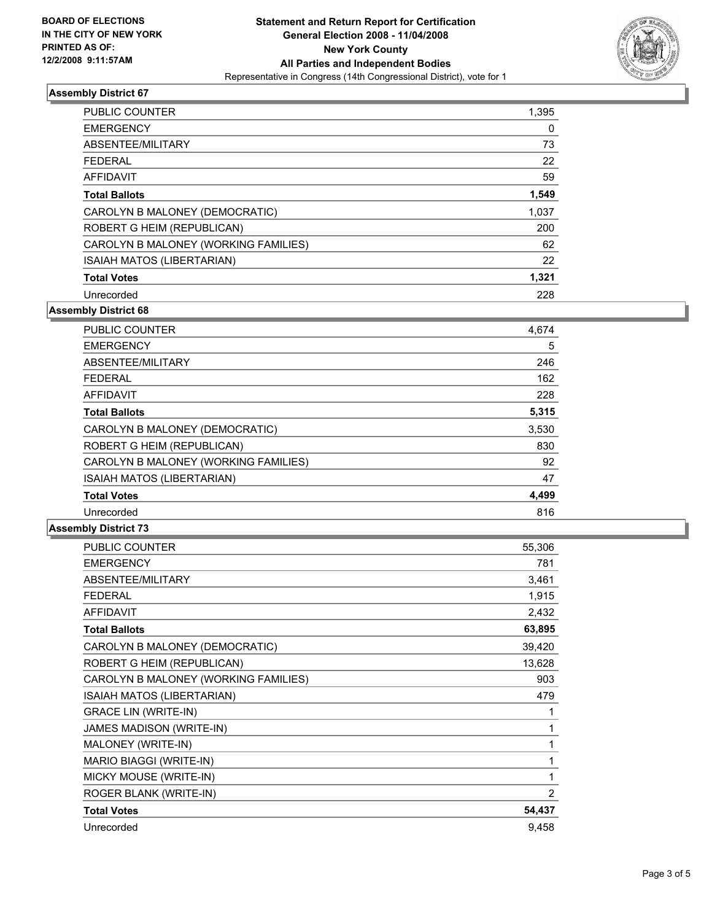BOARD OF ELECTIONS
IN THE CITY OF NEW YORK
PRINTED AS OF:
12/2/2008 9:11:57AM

# Statement and Return Report for Certification
## General Election 2008 - 11/04/2008
## New York County
## All Parties and Independent Bodies
Representative in Congress (14th Congressional District), vote for 1

### Assembly District 67

| | |
|---|---|
| PUBLIC COUNTER | 1,395 |
| EMERGENCY | 0 |
| ABSENTEE/MILITARY | 73 |
| FEDERAL | 22 |
| AFFIDAVIT | 59 |
| **Total Ballots** | **1,549** |
| CAROLYN B MALONEY (DEMOCRATIC) | 1,037 |
| ROBERT G HEIM (REPUBLICAN) | 200 |
| CAROLYN B MALONEY (WORKING FAMILIES) | 62 |
| ISAIAH MATOS (LIBERTARIAN) | 22 |
| **Total Votes** | **1,321** |
| Unrecorded | 228 |

### Assembly District 68

| | |
|---|---|
| PUBLIC COUNTER | 4,674 |
| EMERGENCY | 5 |
| ABSENTEE/MILITARY | 246 |
| FEDERAL | 162 |
| AFFIDAVIT | 228 |
| **Total Ballots** | **5,315** |
| CAROLYN B MALONEY (DEMOCRATIC) | 3,530 |
| ROBERT G HEIM (REPUBLICAN) | 830 |
| CAROLYN B MALONEY (WORKING FAMILIES) | 92 |
| ISAIAH MATOS (LIBERTARIAN) | 47 |
| **Total Votes** | **4,499** |
| Unrecorded | 816 |

### Assembly District 73

| | |
|---|---|
| PUBLIC COUNTER | 55,306 |
| EMERGENCY | 781 |
| ABSENTEE/MILITARY | 3,461 |
| FEDERAL | 1,915 |
| AFFIDAVIT | 2,432 |
| **Total Ballots** | **63,895** |
| CAROLYN B MALONEY (DEMOCRATIC) | 39,420 |
| ROBERT G HEIM (REPUBLICAN) | 13,628 |
| CAROLYN B MALONEY (WORKING FAMILIES) | 903 |
| ISAIAH MATOS (LIBERTARIAN) | 479 |
| GRACE LIN (WRITE-IN) | 1 |
| JAMES MADISON (WRITE-IN) | 1 |
| MALONEY (WRITE-IN) | 1 |
| MARIO BIAGGI (WRITE-IN) | 1 |
| MICKY MOUSE (WRITE-IN) | 1 |
| ROGER BLANK (WRITE-IN) | 2 |
| **Total Votes** | **54,437** |
| Unrecorded | 9,458 |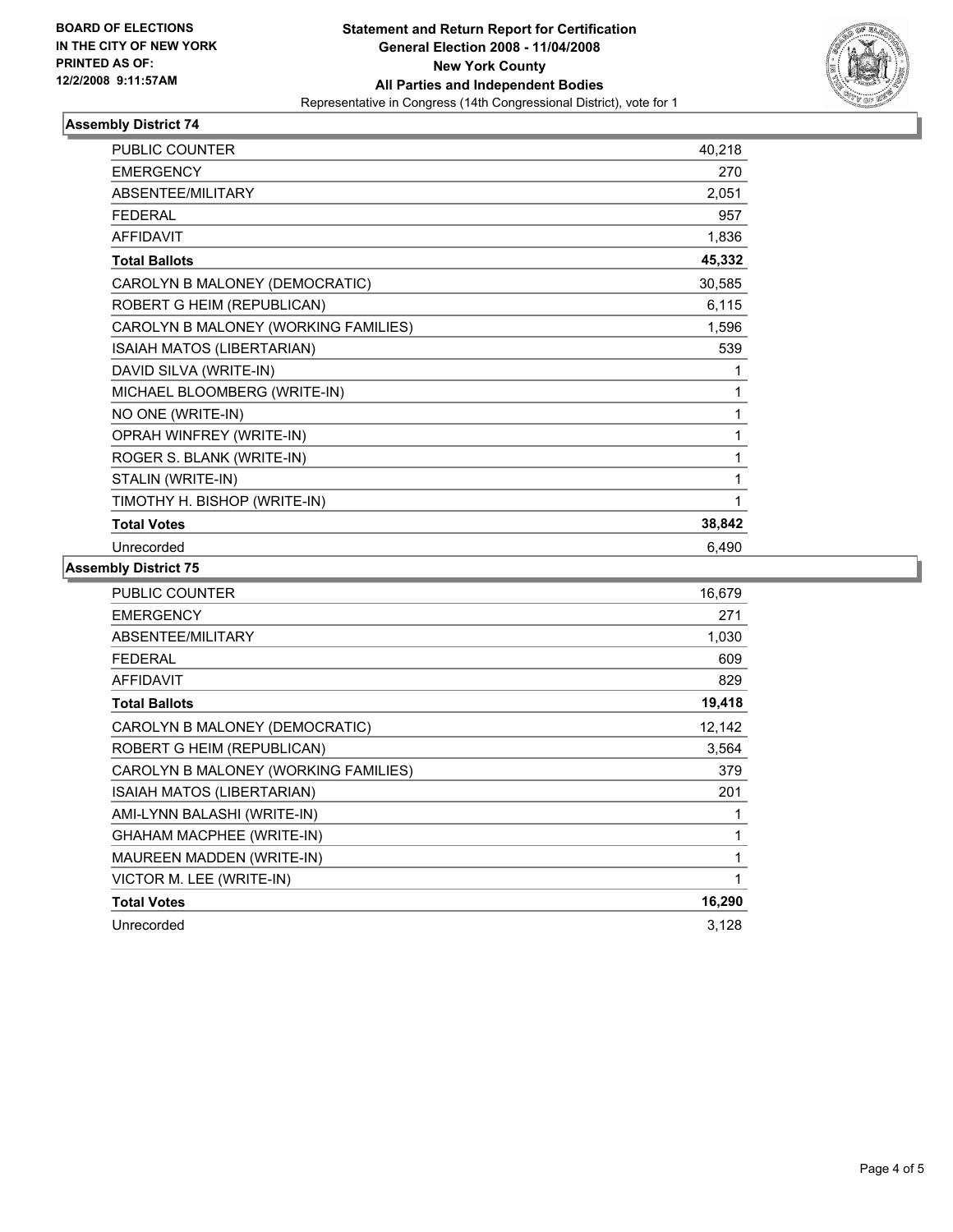**BOARD OF ELECTIONS**
**IN THE CITY OF NEW YORK**
**PRINTED AS OF:**
**12/2/2008 9:11:57AM**

**Statement and Return Report for Certification**
**General Election 2008 - 11/04/2008**
**New York County**
**All Parties and Independent Bodies**
Representative in Congress (14th Congressional District), vote for 1

### Assembly District 74

| | |
|---|---|
| PUBLIC COUNTER | 40,218 |
| EMERGENCY | 270 |
| ABSENTEE/MILITARY | 2,051 |
| FEDERAL | 957 |
| AFFIDAVIT | 1,836 |
| **Total Ballots** | **45,332** |
| CAROLYN B MALONEY (DEMOCRATIC) | 30,585 |
| ROBERT G HEIM (REPUBLICAN) | 6,115 |
| CAROLYN B MALONEY (WORKING FAMILIES) | 1,596 |
| ISAIAH MATOS (LIBERTARIAN) | 539 |
| DAVID SILVA (WRITE-IN) | 1 |
| MICHAEL BLOOMBERG (WRITE-IN) | 1 |
| NO ONE (WRITE-IN) | 1 |
| OPRAH WINFREY (WRITE-IN) | 1 |
| ROGER S. BLANK (WRITE-IN) | 1 |
| STALIN (WRITE-IN) | 1 |
| TIMOTHY H. BISHOP (WRITE-IN) | 1 |
| **Total Votes** | **38,842** |
| Unrecorded | 6,490 |

### Assembly District 75

| | |
|---|---|
| PUBLIC COUNTER | 16,679 |
| EMERGENCY | 271 |
| ABSENTEE/MILITARY | 1,030 |
| FEDERAL | 609 |
| AFFIDAVIT | 829 |
| **Total Ballots** | **19,418** |
| CAROLYN B MALONEY (DEMOCRATIC) | 12,142 |
| ROBERT G HEIM (REPUBLICAN) | 3,564 |
| CAROLYN B MALONEY (WORKING FAMILIES) | 379 |
| ISAIAH MATOS (LIBERTARIAN) | 201 |
| AMI-LYNN BALASHI (WRITE-IN) | 1 |
| GHAHAM MACPHEE (WRITE-IN) | 1 |
| MAUREEN MADDEN (WRITE-IN) | 1 |
| VICTOR M. LEE (WRITE-IN) | 1 |
| **Total Votes** | **16,290** |
| Unrecorded | 3,128 |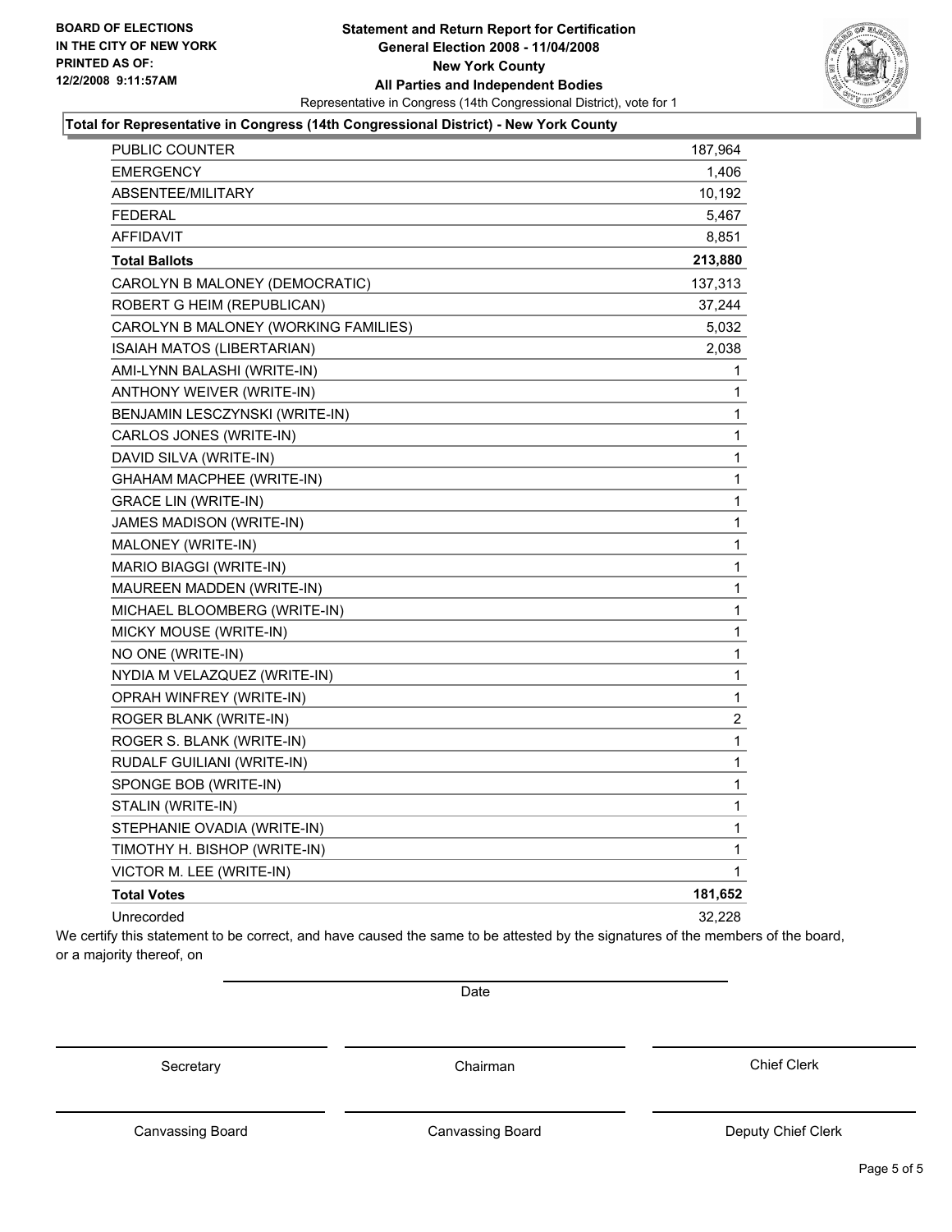**BOARD OF ELECTIONS IN THE CITY OF NEW YORK PRINTED AS OF: 12/2/2008 9:11:57AM**

# Statement and Return Report for Certification
## General Election 2008 - 11/04/2008
## New York County
## All Parties and Independent Bodies

Representative in Congress (14th Congressional District), vote for 1

### Total for Representative in Congress (14th Congressional District) - New York County

| | |
|---|---|
| PUBLIC COUNTER | 187,964 |
| EMERGENCY | 1,406 |
| ABSENTEE/MILITARY | 10,192 |
| FEDERAL | 5,467 |
| AFFIDAVIT | 8,851 |
| **Total Ballots** | **213,880** |
| CAROLYN B MALONEY (DEMOCRATIC) | 137,313 |
| ROBERT G HEIM (REPUBLICAN) | 37,244 |
| CAROLYN B MALONEY (WORKING FAMILIES) | 5,032 |
| ISAIAH MATOS (LIBERTARIAN) | 2,038 |
| AMI-LYNN BALASHI (WRITE-IN) | 1 |
| ANTHONY WEIVER (WRITE-IN) | 1 |
| BENJAMIN LESCZYNSKI (WRITE-IN) | 1 |
| CARLOS JONES (WRITE-IN) | 1 |
| DAVID SILVA (WRITE-IN) | 1 |
| GHAHAM MACPHEE (WRITE-IN) | 1 |
| GRACE LIN (WRITE-IN) | 1 |
| JAMES MADISON (WRITE-IN) | 1 |
| MALONEY (WRITE-IN) | 1 |
| MARIO BIAGGI (WRITE-IN) | 1 |
| MAUREEN MADDEN (WRITE-IN) | 1 |
| MICHAEL BLOOMBERG (WRITE-IN) | 1 |
| MICKY MOUSE (WRITE-IN) | 1 |
| NO ONE (WRITE-IN) | 1 |
| NYDIA M VELAZQUEZ (WRITE-IN) | 1 |
| OPRAH WINFREY (WRITE-IN) | 1 |
| ROGER BLANK (WRITE-IN) | 2 |
| ROGER S. BLANK (WRITE-IN) | 1 |
| RUDALF GUILIANI (WRITE-IN) | 1 |
| SPONGE BOB (WRITE-IN) | 1 |
| STALIN (WRITE-IN) | 1 |
| STEPHANIE OVADIA (WRITE-IN) | 1 |
| TIMOTHY H. BISHOP (WRITE-IN) | 1 |
| VICTOR M. LEE (WRITE-IN) | 1 |
| **Total Votes** | **181,652** |
| Unrecorded | 32,228 |

We certify this statement to be correct, and have caused the same to be attested by the signatures of the members of the board, or a majority thereof, on

Date

| | | |
|---|---|---|
| Secretary | Chairman | Chief Clerk |
| Canvassing Board | Canvassing Board | Deputy Chief Clerk |